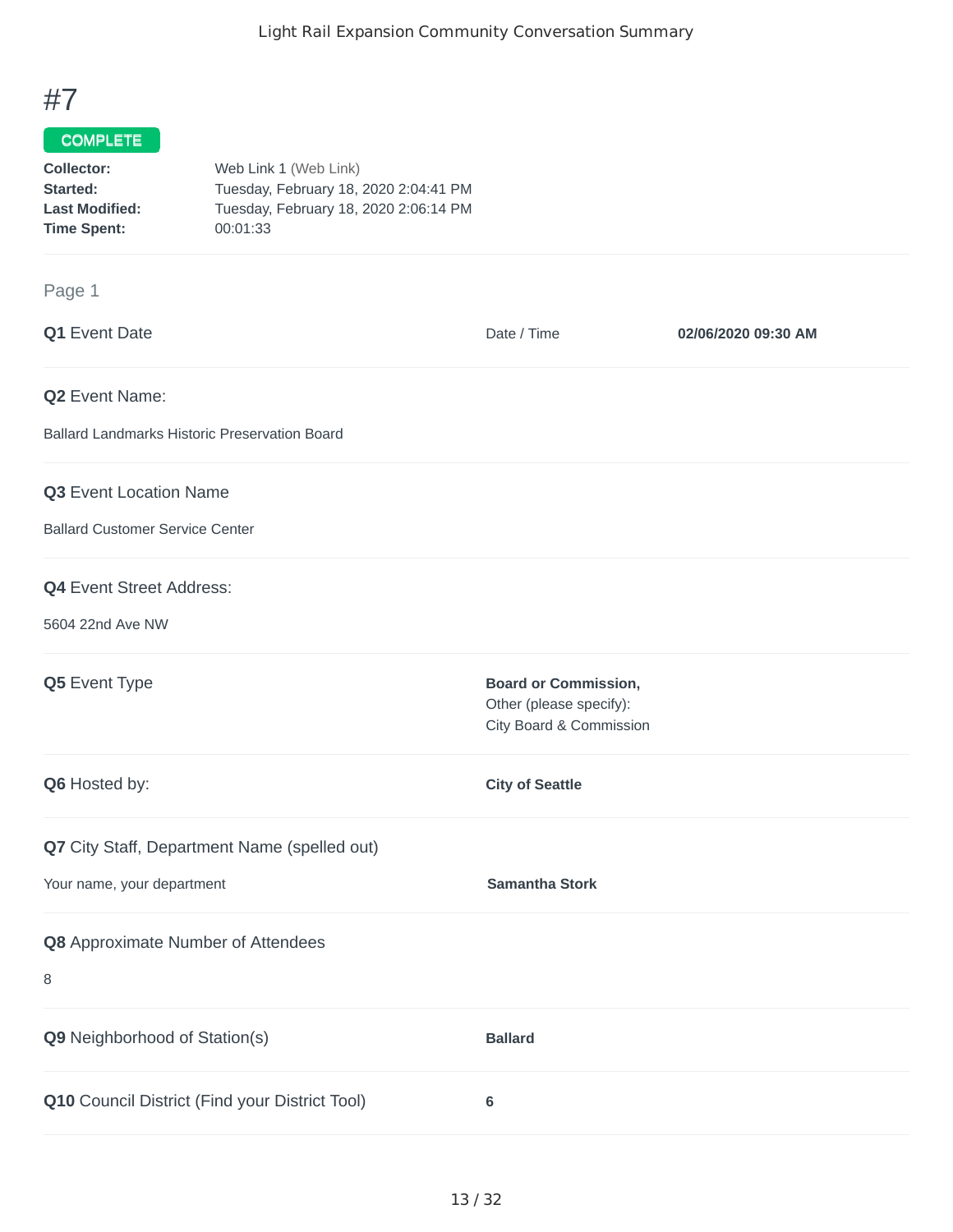# #7

**COMPLETE**

**Collector:** Web Link 1 (Web Link)
**Started:** Tuesday, February 18, 2020 2:04:41 PM
**Last Modified:** Tuesday, February 18, 2020 2:06:14 PM
**Time Spent:** 00:01:33

## Page 1

**Q1** Event Date

Date / Time **02/06/2020 09:30 AM**

**Q2** Event Name:

Ballard Landmarks Historic Preservation Board

**Q3** Event Location Name

Ballard Customer Service Center

**Q4** Event Street Address:

5604 22nd Ave NW

**Q5** Event Type

**Board or Commission,**
Other (please specify):
City Board & Commission

**Q6** Hosted by:

**City of Seattle**

**Q7** City Staff, Department Name (spelled out)

Your name, your department **Samantha Stork**

**Q8** Approximate Number of Attendees

8

**Q9** Neighborhood of Station(s)

**Ballard**

**Q10** Council District (Find your District Tool)

**6**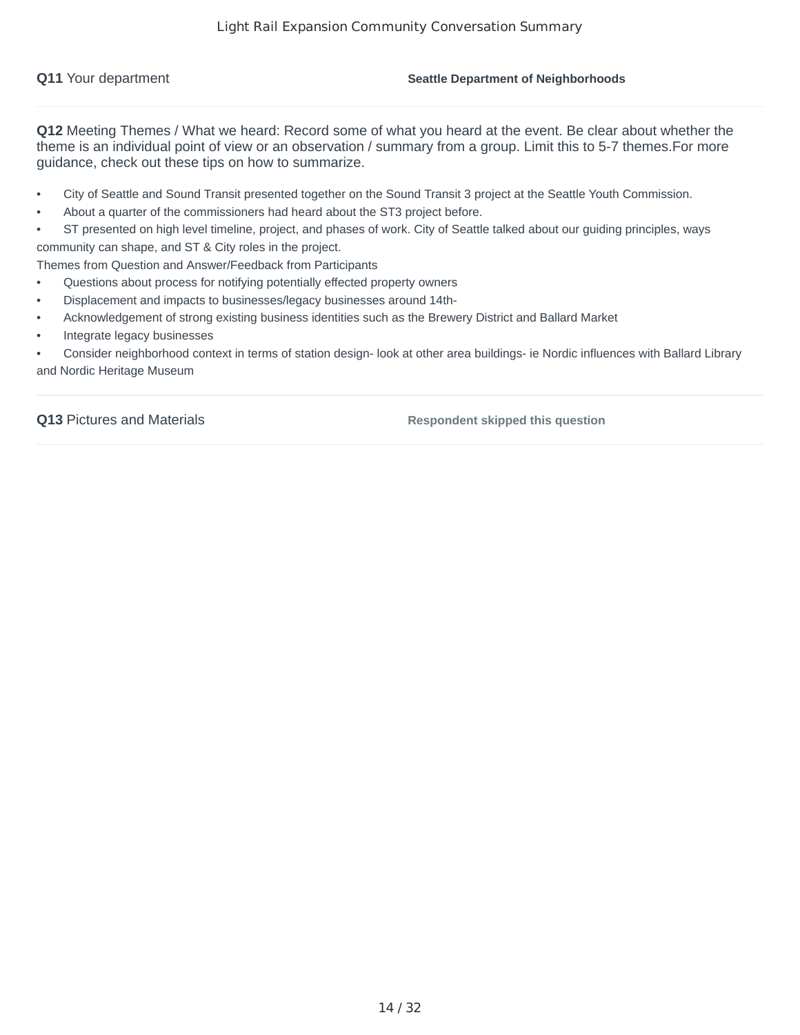**Q11** Your department — **Seattle Department of Neighborhoods**

---

**Q12** Meeting Themes / What we heard: Record some of what you heard at the event. Be clear about whether the theme is an individual point of view or an observation / summary from a group. Limit this to 5-7 themes.For more guidance, check out these tips on how to summarize.

- City of Seattle and Sound Transit presented together on the Sound Transit 3 project at the Seattle Youth Commission.
- About a quarter of the commissioners had heard about the ST3 project before.
- ST presented on high level timeline, project, and phases of work. City of Seattle talked about our guiding principles, ways community can shape, and ST & City roles in the project.

Themes from Question and Answer/Feedback from Participants

- Questions about process for notifying potentially effected property owners
- Displacement and impacts to businesses/legacy businesses around 14th-
- Acknowledgement of strong existing business identities such as the Brewery District and Ballard Market
- Integrate legacy businesses
- Consider neighborhood context in terms of station design- look at other area buildings- ie Nordic influences with Ballard Library and Nordic Heritage Museum

---

**Q13** Pictures and Materials — **Respondent skipped this question**